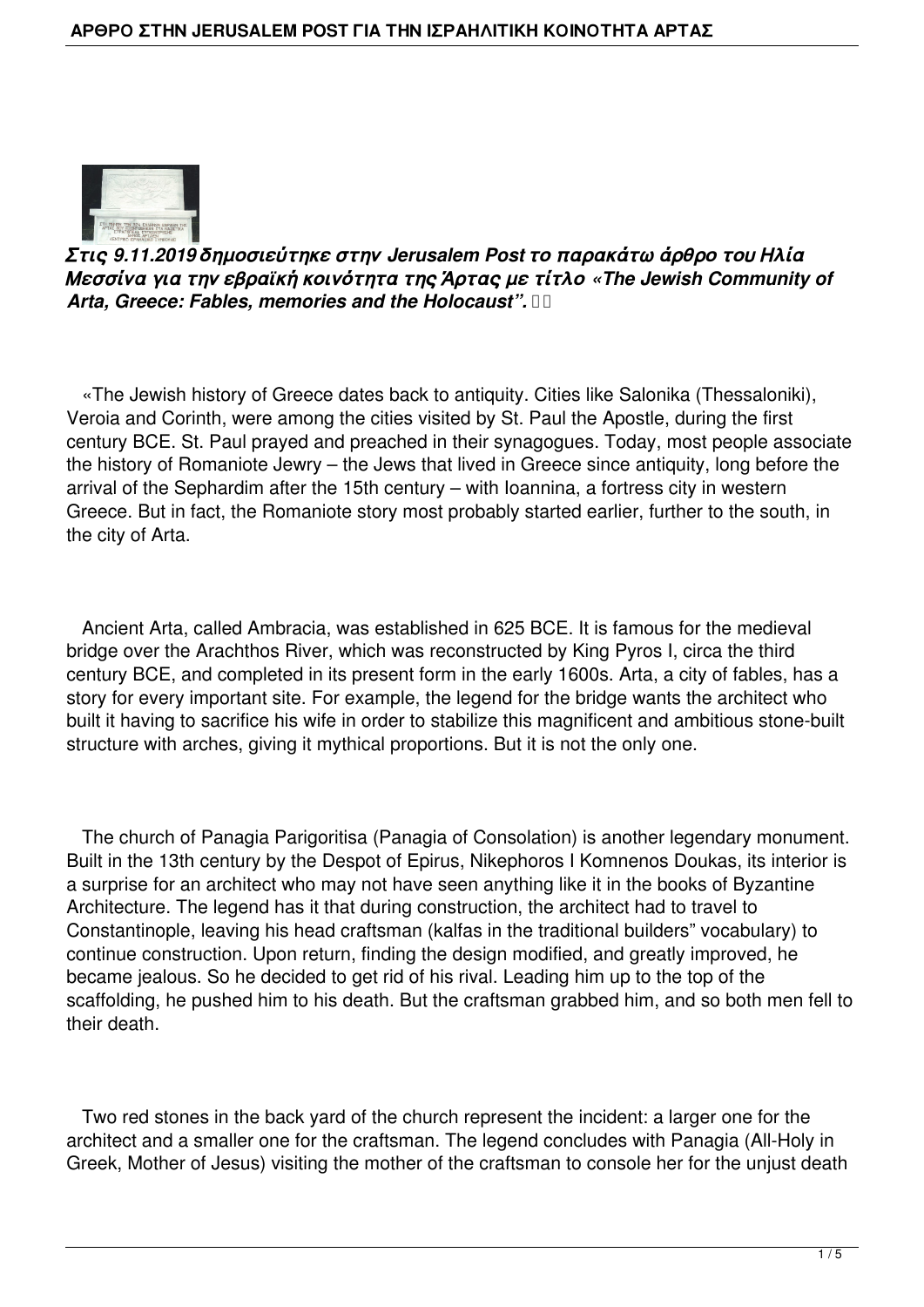*Στις 9.11.2019 δημοσιεύτηκε στην Jerusalem Post το παρακάτω άρθρο του Ηλία Μεσσίνα για την εβραϊκή κοινότητα της Άρτας με τίτλο «The Jewish Community of Arta, Greece: Fables, memories and the Holocaust”.*

«The Jewish history of Greece dates back to antiquity. Cities like Salonika (Thessaloniki), Veroia and Corinth, were among the cities visited by St. Paul the Apostle, during the first century BCE. St. Paul prayed and preached in their synagogues. Today, most people associate the history of Romaniote Jewry – the Jews that lived in Greece since antiquity, long before the arrival of the Sephardim after the 15th century – with Ioannina, a fortress city in western Greece. But in fact, the Romaniote story most probably started earlier, further to the south, in the city of Arta.

Ancient Arta, called Ambracia, was established in 625 BCE. It is famous for the medieval bridge over the Arachthos River, which was reconstructed by King Pyros I, circa the third century BCE, and completed in its present form in the early 1600s. Arta, a city of fables, has a story for every important site. For example, the legend for the bridge wants the architect who built it having to sacrifice his wife in order to stabilize this magnificent and ambitious stone-built structure with arches, giving it mythical proportions. But it is not the only one.

The church of Panagia Parigoritisa (Panagia of Consolation) is another legendary monument. Built in the 13th century by the Despot of Epirus, Nikephoros I Komnenos Doukas, its interior is a surprise for an architect who may not have seen anything like it in the books of Byzantine Architecture. The legend has it that during construction, the architect had to travel to Constantinople, leaving his head craftsman (kalfas in the traditional builders" vocabulary) to continue construction. Upon return, finding the design modified, and greatly improved, he became jealous. So he decided to get rid of his rival. Leading him up to the top of the scaffolding, he pushed him to his death. But the craftsman grabbed him, and so both men fell to their death.

Two red stones in the back yard of the church represent the incident: a larger one for the architect and a smaller one for the craftsman. The legend concludes with Panagia (All-Holy in Greek, Mother of Jesus) visiting the mother of the craftsman to console her for the unjust death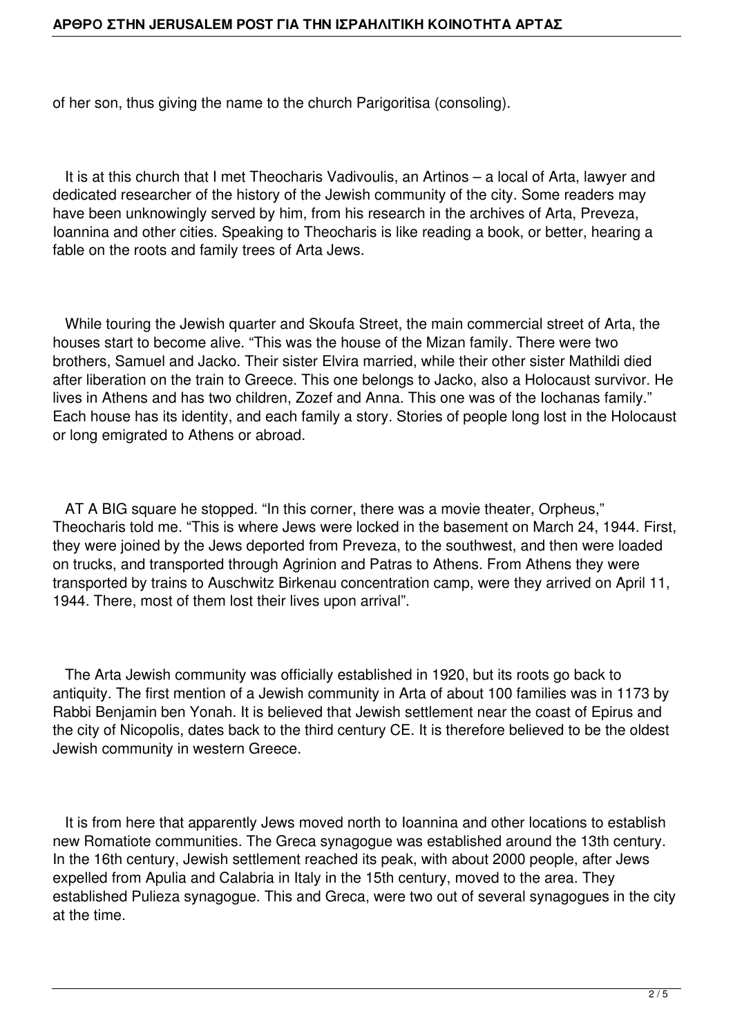of her son, thus giving the name to the church Parigoritisa (consoling).

It is at this church that I met Theocharis Vadivoulis, an Artinos – a local of Arta, lawyer and dedicated researcher of the history of the Jewish community of the city. Some readers may have been unknowingly served by him, from his research in the archives of Arta, Preveza, Ioannina and other cities. Speaking to Theocharis is like reading a book, or better, hearing a fable on the roots and family trees of Arta Jews.

While touring the Jewish quarter and Skoufa Street, the main commercial street of Arta, the houses start to become alive. “This was the house of the Mizan family. There were two brothers, Samuel and Jacko. Their sister Elvira married, while their other sister Mathildi died after liberation on the train to Greece. This one belongs to Jacko, also a Holocaust survivor. He lives in Athens and has two children, Zozef and Anna. This one was of the Iochanas family.” Each house has its identity, and each family a story. Stories of people long lost in the Holocaust or long emigrated to Athens or abroad.

AT A BIG square he stopped. “In this corner, there was a movie theater, Orpheus,” Theocharis told me. “This is where Jews were locked in the basement on March 24, 1944. First, they were joined by the Jews deported from Preveza, to the southwest, and then were loaded on trucks, and transported through Agrinion and Patras to Athens. From Athens they were transported by trains to Auschwitz Birkenau concentration camp, were they arrived on April 11, 1944. There, most of them lost their lives upon arrival”.

The Arta Jewish community was officially established in 1920, but its roots go back to antiquity. The first mention of a Jewish community in Arta of about 100 families was in 1173 by Rabbi Benjamin ben Yonah. It is believed that Jewish settlement near the coast of Epirus and the city of Nicopolis, dates back to the third century CE. It is therefore believed to be the oldest Jewish community in western Greece.

It is from here that apparently Jews moved north to Ioannina and other locations to establish new Romatiote communities. The Greca synagogue was established around the 13th century. In the 16th century, Jewish settlement reached its peak, with about 2000 people, after Jews expelled from Apulia and Calabria in Italy in the 15th century, moved to the area. They established Pulieza synagogue. This and Greca, were two out of several synagogues in the city at the time.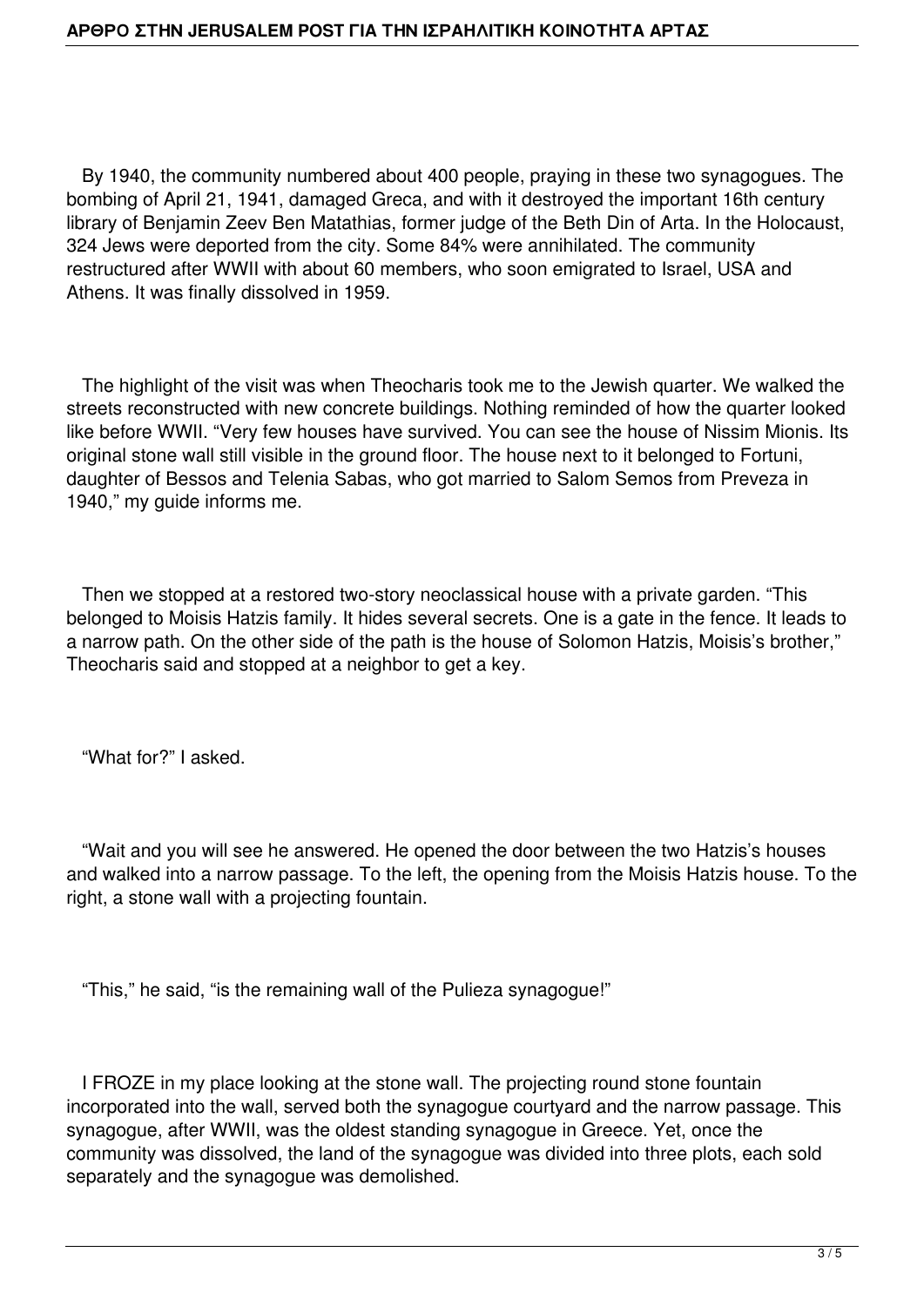By 1940, the community numbered about 400 people, praying in these two synagogues. The bombing of April 21, 1941, damaged Greca, and with it destroyed the important 16th century library of Benjamin Zeev Ben Matathias, former judge of the Beth Din of Arta. In the Holocaust, 324 Jews were deported from the city. Some 84% were annihilated. The community restructured after WWII with about 60 members, who soon emigrated to Israel, USA and Athens. It was finally dissolved in 1959.

The highlight of the visit was when Theocharis took me to the Jewish quarter. We walked the streets reconstructed with new concrete buildings. Nothing reminded of how the quarter looked like before WWII. “Very few houses have survived. You can see the house of Nissim Mionis. Its original stone wall still visible in the ground floor. The house next to it belonged to Fortuni, daughter of Bessos and Telenia Sabas, who got married to Salom Semos from Preveza in 1940,” my guide informs me.

Then we stopped at a restored two-story neoclassical house with a private garden. “This belonged to Moisis Hatzis family. It hides several secrets. One is a gate in the fence. It leads to a narrow path. On the other side of the path is the house of Solomon Hatzis, Moisis’s brother,” Theocharis said and stopped at a neighbor to get a key.

“What for?” I asked.

“Wait and you will see he answered. He opened the door between the two Hatzis’s houses and walked into a narrow passage. To the left, the opening from the Moisis Hatzis house. To the right, a stone wall with a projecting fountain.

“This,” he said, “is the remaining wall of the Pulieza synagogue!”

I FROZE in my place looking at the stone wall. The projecting round stone fountain incorporated into the wall, served both the synagogue courtyard and the narrow passage. This synagogue, after WWII, was the oldest standing synagogue in Greece. Yet, once the community was dissolved, the land of the synagogue was divided into three plots, each sold separately and the synagogue was demolished.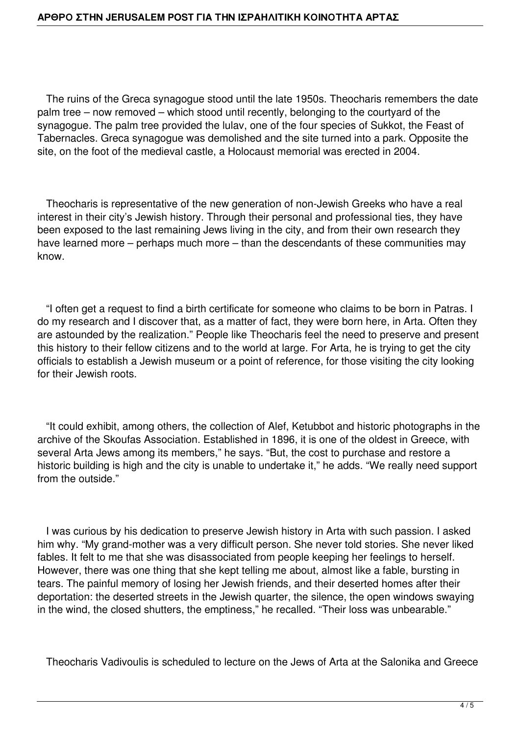The ruins of the Greca synagogue stood until the late 1950s. Theocharis remembers the date palm tree – now removed – which stood until recently, belonging to the courtyard of the synagogue. The palm tree provided the lulav, one of the four species of Sukkot, the Feast of Tabernacles. Greca synagogue was demolished and the site turned into a park. Opposite the site, on the foot of the medieval castle, a Holocaust memorial was erected in 2004.

Theocharis is representative of the new generation of non-Jewish Greeks who have a real interest in their city's Jewish history. Through their personal and professional ties, they have been exposed to the last remaining Jews living in the city, and from their own research they have learned more – perhaps much more – than the descendants of these communities may know.

"I often get a request to find a birth certificate for someone who claims to be born in Patras. I do my research and I discover that, as a matter of fact, they were born here, in Arta. Often they are astounded by the realization." People like Theocharis feel the need to preserve and present this history to their fellow citizens and to the world at large. For Arta, he is trying to get the city officials to establish a Jewish museum or a point of reference, for those visiting the city looking for their Jewish roots.

"It could exhibit, among others, the collection of Alef, Ketubbot and historic photographs in the archive of the Skoufas Association. Established in 1896, it is one of the oldest in Greece, with several Arta Jews among its members," he says. "But, the cost to purchase and restore a historic building is high and the city is unable to undertake it," he adds. "We really need support from the outside."

I was curious by his dedication to preserve Jewish history in Arta with such passion. I asked him why. "My grand-mother was a very difficult person. She never told stories. She never liked fables. It felt to me that she was disassociated from people keeping her feelings to herself. However, there was one thing that she kept telling me about, almost like a fable, bursting in tears. The painful memory of losing her Jewish friends, and their deserted homes after their deportation: the deserted streets in the Jewish quarter, the silence, the open windows swaying in the wind, the closed shutters, the emptiness," he recalled. "Their loss was unbearable."

Theocharis Vadivoulis is scheduled to lecture on the Jews of Arta at the Salonika and Greece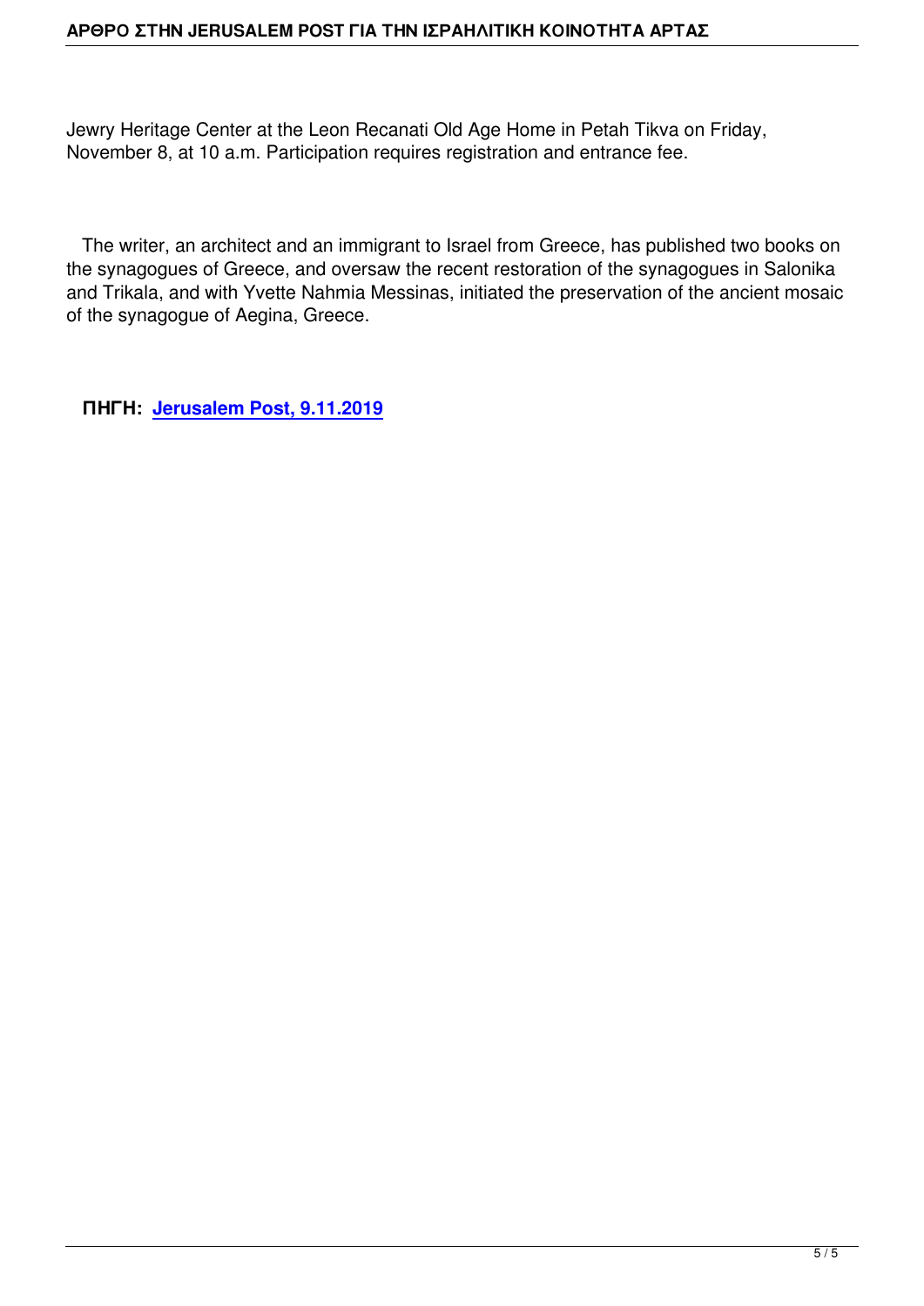Jewry Heritage Center at the Leon Recanati Old Age Home in Petah Tikva on Friday, November 8, at 10 a.m. Participation requires registration and entrance fee.

The writer, an architect and an immigrant to Israel from Greece, has published two books on the synagogues of Greece, and oversaw the recent restoration of the synagogues in Salonika and Trikala, and with Yvette Nahmia Messinas, initiated the preservation of the ancient mosaic of the synagogue of Aegina, Greece.

**ΠΗΓΗ: Jerusalem Post, 9.11.2019**